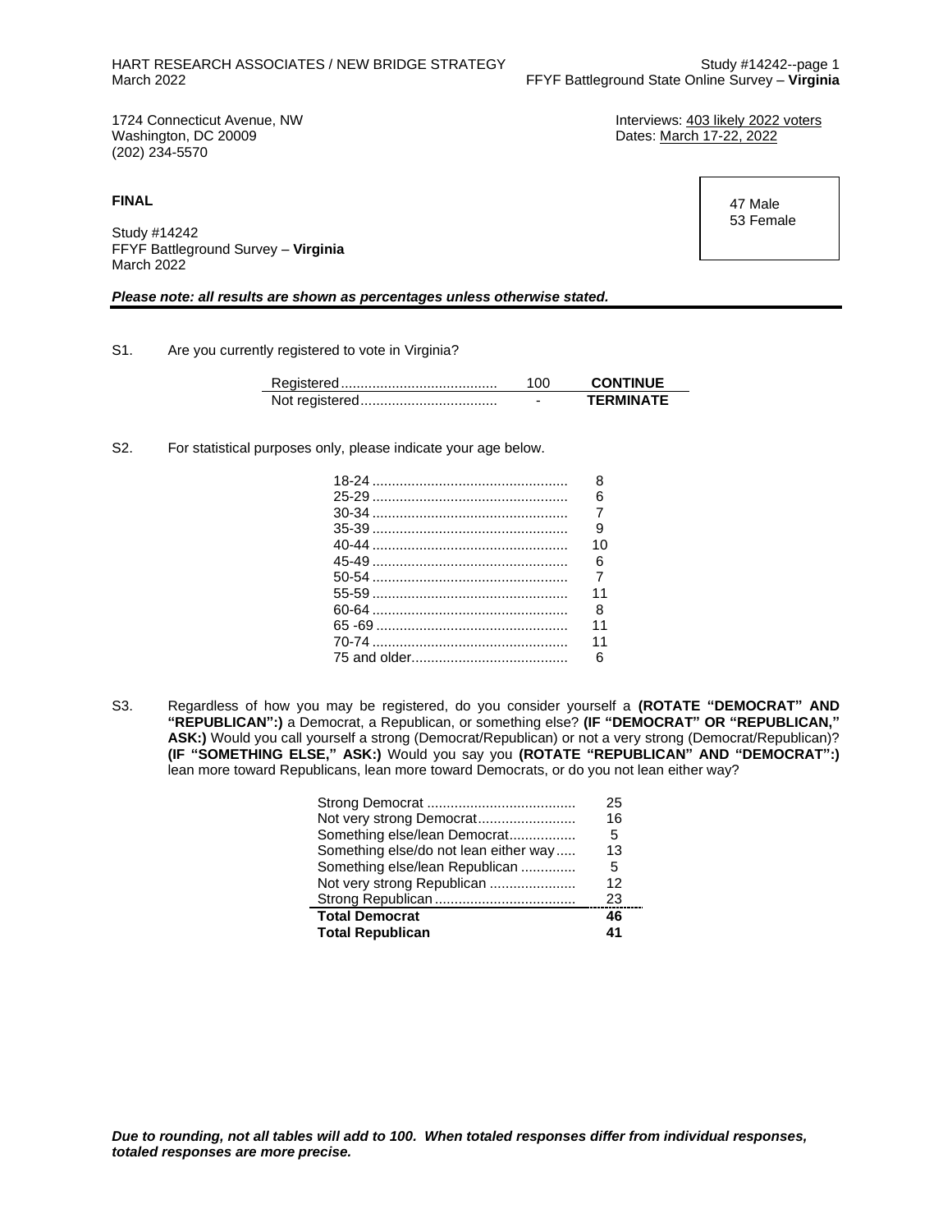1724 Connecticut Avenue, NW
Washington, DC 20009
(202) 234-5570

Interviews: 403 likely 2022 voters
Dates: March 17-22, 2022

**FINAL**

47 Male
53 Female

Study #14242
FFYF Battleground Survey – **Virginia**
March 2022

***Please note: all results are shown as percentages unless otherwise stated.***

S1. Are you currently registered to vote in Virginia?

| | | |
|---|---|---|
| Registered | 100 | **CONTINUE** |
| Not registered | - | **TERMINATE** |

S2. For statistical purposes only, please indicate your age below.

| | |
|---|---|
| 18-24 | 8 |
| 25-29 | 6 |
| 30-34 | 7 |
| 35-39 | 9 |
| 40-44 | 10 |
| 45-49 | 6 |
| 50-54 | 7 |
| 55-59 | 11 |
| 60-64 | 8 |
| 65 -69 | 11 |
| 70-74 | 11 |
| 75 and older | 6 |

S3. Regardless of how you may be registered, do you consider yourself a **(ROTATE "DEMOCRAT" AND "REPUBLICAN":)** a Democrat, a Republican, or something else? **(IF "DEMOCRAT" OR "REPUBLICAN," ASK:)** Would you call yourself a strong (Democrat/Republican) or not a very strong (Democrat/Republican)? **(IF "SOMETHING ELSE," ASK:)** Would you say you **(ROTATE "REPUBLICAN" AND "DEMOCRAT":)** lean more toward Republicans, lean more toward Democrats, or do you not lean either way?

| | |
|---|---|
| Strong Democrat | 25 |
| Not very strong Democrat | 16 |
| Something else/lean Democrat | 5 |
| Something else/do not lean either way | 13 |
| Something else/lean Republican | 5 |
| Not very strong Republican | 12 |
| Strong Republican | 23 |
| **Total Democrat** | **46** |
| **Total Republican** | **41** |

***Due to rounding, not all tables will add to 100. When totaled responses differ from individual responses, totaled responses are more precise.***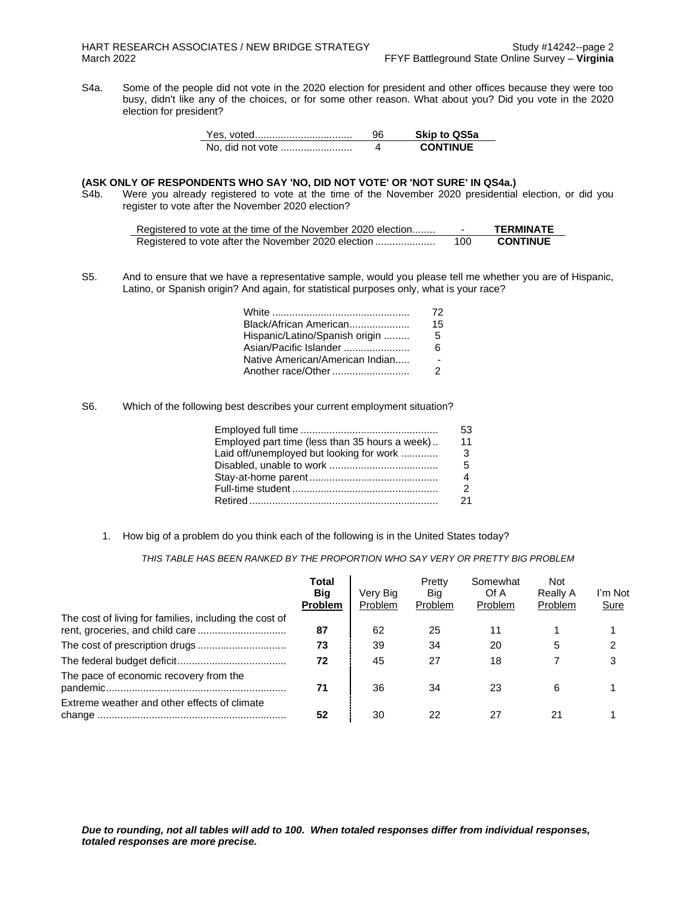S4a. Some of the people did not vote in the 2020 election for president and other offices because they were too busy, didn't like any of the choices, or for some other reason. What about you? Did you vote in the 2020 election for president?

| | | |
|---|---|---|
| Yes, voted | 96 | **Skip to QS5a** |
| No, did not vote | 4 | **CONTINUE** |

**(ASK ONLY OF RESPONDENTS WHO SAY 'NO, DID NOT VOTE' OR 'NOT SURE' IN QS4a.)**

S4b. Were you already registered to vote at the time of the November 2020 presidential election, or did you register to vote after the November 2020 election?

| | | |
|---|---|---|
| Registered to vote at the time of the November 2020 election | - | **TERMINATE** |
| Registered to vote after the November 2020 election | 100 | **CONTINUE** |

S5. And to ensure that we have a representative sample, would you please tell me whether you are of Hispanic, Latino, or Spanish origin? And again, for statistical purposes only, what is your race?

| | |
|---|---|
| White | 72 |
| Black/African American | 15 |
| Hispanic/Latino/Spanish origin | 5 |
| Asian/Pacific Islander | 6 |
| Native American/American Indian | - |
| Another race/Other | 2 |

S6. Which of the following best describes your current employment situation?

| | |
|---|---|
| Employed full time | 53 |
| Employed part time (less than 35 hours a week) | 11 |
| Laid off/unemployed but looking for work | 3 |
| Disabled, unable to work | 5 |
| Stay-at-home parent | 4 |
| Full-time student | 2 |
| Retired | 21 |

1. How big of a problem do you think each of the following is in the United States today?

*THIS TABLE HAS BEEN RANKED BY THE PROPORTION WHO SAY VERY OR PRETTY BIG PROBLEM*

| | Total Big Problem | Very Big Problem | Pretty Big Problem | Somewhat Of A Problem | Not Really A Problem | I'm Not Sure |
|---|---|---|---|---|---|---|
| The cost of living for families, including the cost of rent, groceries, and child care | **87** | 62 | 25 | 11 | 1 | 1 |
| The cost of prescription drugs | **73** | 39 | 34 | 20 | 5 | 2 |
| The federal budget deficit | **72** | 45 | 27 | 18 | 7 | 3 |
| The pace of economic recovery from the pandemic | **71** | 36 | 34 | 23 | 6 | 1 |
| Extreme weather and other effects of climate change | **52** | 30 | 22 | 27 | 21 | 1 |

***Due to rounding, not all tables will add to 100. When totaled responses differ from individual responses, totaled responses are more precise.***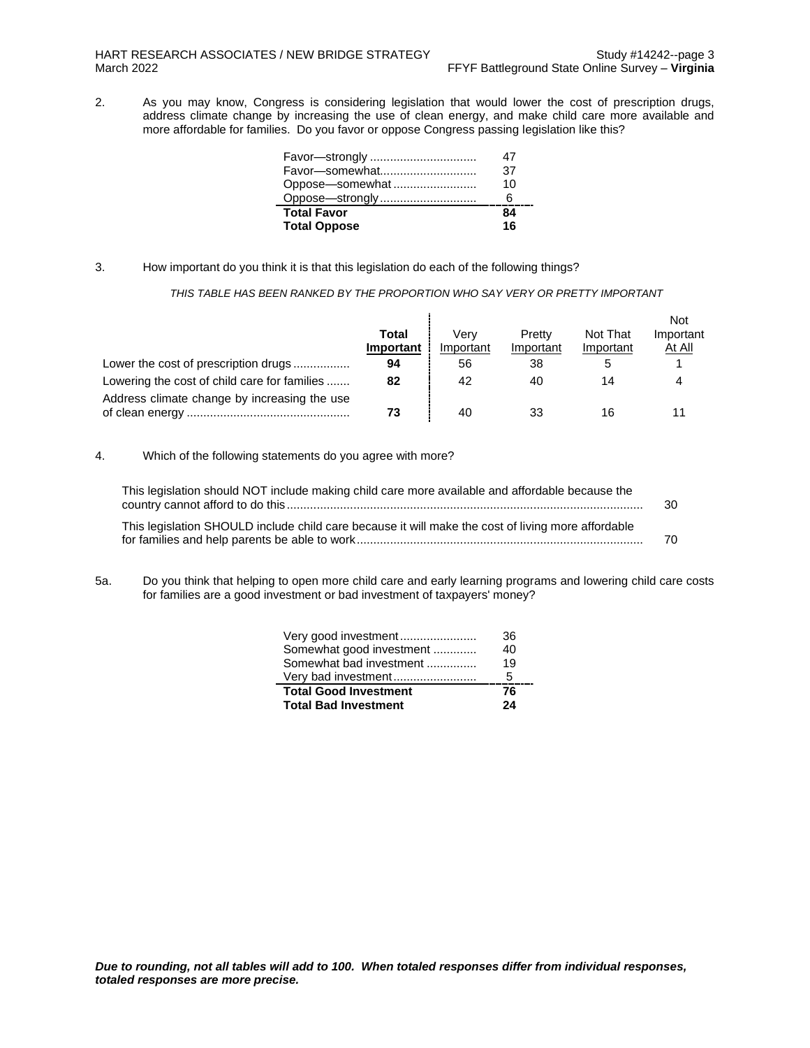2. As you may know, Congress is considering legislation that would lower the cost of prescription drugs, address climate change by increasing the use of clean energy, and make child care more available and more affordable for families. Do you favor or oppose Congress passing legislation like this?

| | |
|---|---|
| Favor—strongly | 47 |
| Favor—somewhat | 37 |
| Oppose—somewhat | 10 |
| Oppose—strongly | 6 |
| **Total Favor** | **84** |
| **Total Oppose** | **16** |

3. How important do you think it is that this legislation do each of the following things?

*THIS TABLE HAS BEEN RANKED BY THE PROPORTION WHO SAY VERY OR PRETTY IMPORTANT*

| | Total Important | Very Important | Pretty Important | Not That Important | Not Important At All |
|---|---|---|---|---|---|
| Lower the cost of prescription drugs | **94** | 56 | 38 | 5 | 1 |
| Lowering the cost of child care for families | **82** | 42 | 40 | 14 | 4 |
| Address climate change by increasing the use of clean energy | **73** | 40 | 33 | 16 | 11 |

4. Which of the following statements do you agree with more?

| | |
|---|---|
| This legislation should NOT include making child care more available and affordable because the country cannot afford to do this | 30 |
| This legislation SHOULD include child care because it will make the cost of living more affordable for families and help parents be able to work | 70 |

5a. Do you think that helping to open more child care and early learning programs and lowering child care costs for families are a good investment or bad investment of taxpayers' money?

| | |
|---|---|
| Very good investment | 36 |
| Somewhat good investment | 40 |
| Somewhat bad investment | 19 |
| Very bad investment | 5 |
| **Total Good Investment** | **76** |
| **Total Bad Investment** | **24** |

***Due to rounding, not all tables will add to 100. When totaled responses differ from individual responses, totaled responses are more precise.***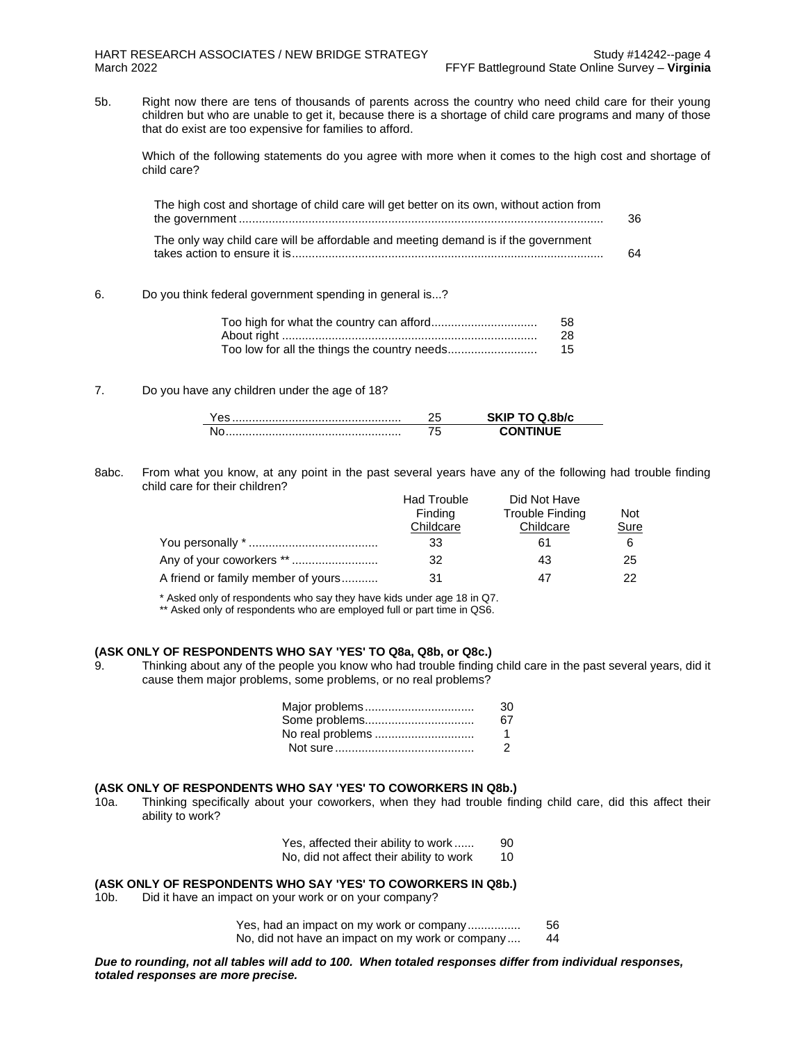5b. Right now there are tens of thousands of parents across the country who need child care for their young children but who are unable to get it, because there is a shortage of child care programs and many of those that do exist are too expensive for families to afford.

Which of the following statements do you agree with more when it comes to the high cost and shortage of child care?

| | |
|---|---|
| The high cost and shortage of child care will get better on its own, without action from the government | 36 |
| The only way child care will be affordable and meeting demand is if the government takes action to ensure it is | 64 |

6. Do you think federal government spending in general is...?

| | |
|---|---|
| Too high for what the country can afford | 58 |
| About right | 28 |
| Too low for all the things the country needs | 15 |

7. Do you have any children under the age of 18?

| | | |
|---|---|---|
| Yes | 25 | **SKIP TO Q.8b/c** |
| No | 75 | **CONTINUE** |

8abc. From what you know, at any point in the past several years have any of the following had trouble finding child care for their children?

| | Had Trouble Finding Childcare | Did Not Have Trouble Finding Childcare | Not Sure |
|---|---|---|---|
| You personally * | 33 | 61 | 6 |
| Any of your coworkers ** | 32 | 43 | 25 |
| A friend or family member of yours | 31 | 47 | 22 |

* Asked only of respondents who say they have kids under age 18 in Q7.
** Asked only of respondents who are employed full or part time in QS6.

**(ASK ONLY OF RESPONDENTS WHO SAY 'YES' TO Q8a, Q8b, or Q8c.)**

9. Thinking about any of the people you know who had trouble finding child care in the past several years, did it cause them major problems, some problems, or no real problems?

| | |
|---|---|
| Major problems | 30 |
| Some problems | 67 |
| No real problems | 1 |
| Not sure | 2 |

**(ASK ONLY OF RESPONDENTS WHO SAY 'YES' TO COWORKERS IN Q8b.)**

10a. Thinking specifically about your coworkers, when they had trouble finding child care, did this affect their ability to work?

| | |
|---|---|
| Yes, affected their ability to work | 90 |
| No, did not affect their ability to work | 10 |

**(ASK ONLY OF RESPONDENTS WHO SAY 'YES' TO COWORKERS IN Q8b.)**

10b. Did it have an impact on your work or on your company?

| | |
|---|---|
| Yes, had an impact on my work or company | 56 |
| No, did not have an impact on my work or company | 44 |

***Due to rounding, not all tables will add to 100. When totaled responses differ from individual responses, totaled responses are more precise.***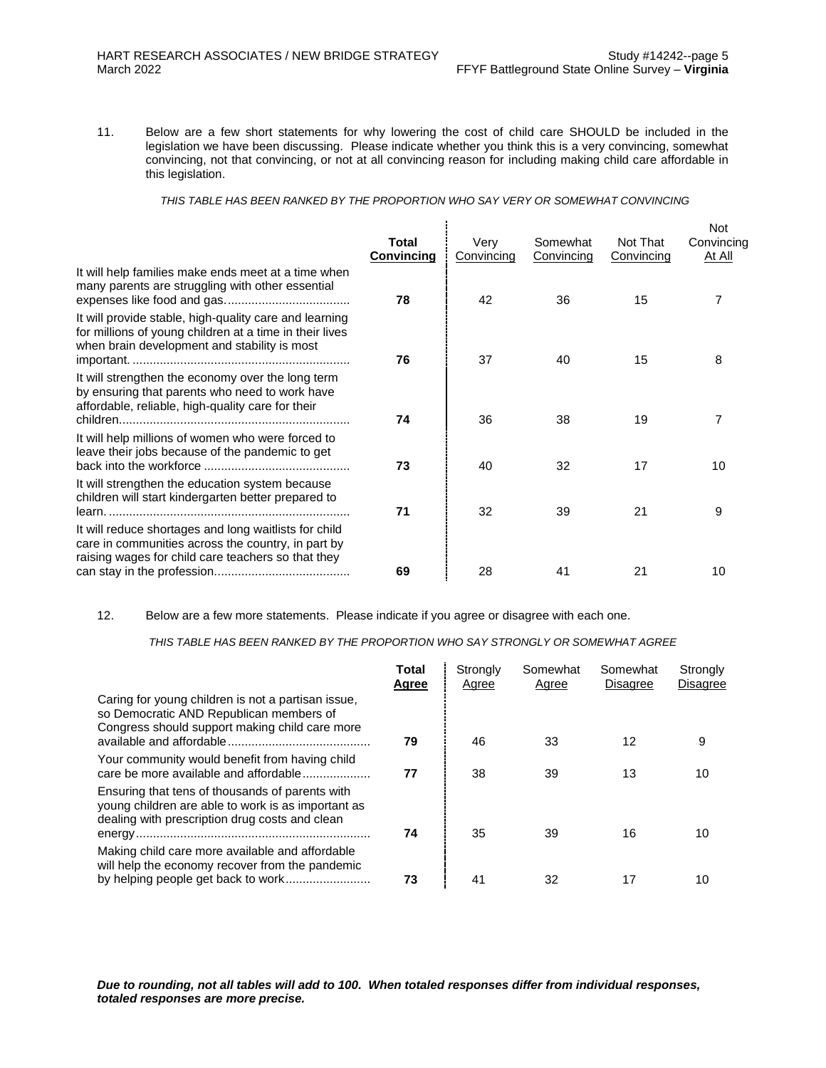11. Below are a few short statements for why lowering the cost of child care SHOULD be included in the legislation we have been discussing. Please indicate whether you think this is a very convincing, somewhat convincing, not that convincing, or not at all convincing reason for including making child care affordable in this legislation.

*THIS TABLE HAS BEEN RANKED BY THE PROPORTION WHO SAY VERY OR SOMEWHAT CONVINCING*

| | **Total Convincing** | Very Convincing | Somewhat Convincing | Not That Convincing | Not Convincing At All |
|---|---|---|---|---|---|
| It will help families make ends meet at a time when many parents are struggling with other essential expenses like food and gas. | **78** | 42 | 36 | 15 | 7 |
| It will provide stable, high-quality care and learning for millions of young children at a time in their lives when brain development and stability is most important. | **76** | 37 | 40 | 15 | 8 |
| It will strengthen the economy over the long term by ensuring that parents who need to work have affordable, reliable, high-quality care for their children. | **74** | 36 | 38 | 19 | 7 |
| It will help millions of women who were forced to leave their jobs because of the pandemic to get back into the workforce | **73** | 40 | 32 | 17 | 10 |
| It will strengthen the education system because children will start kindergarten better prepared to learn. | **71** | 32 | 39 | 21 | 9 |
| It will reduce shortages and long waitlists for child care in communities across the country, in part by raising wages for child care teachers so that they can stay in the profession | **69** | 28 | 41 | 21 | 10 |

12. Below are a few more statements. Please indicate if you agree or disagree with each one.

*THIS TABLE HAS BEEN RANKED BY THE PROPORTION WHO SAY STRONGLY OR SOMEWHAT AGREE*

| | **Total Agree** | Strongly Agree | Somewhat Agree | Somewhat Disagree | Strongly Disagree |
|---|---|---|---|---|---|
| Caring for young children is not a partisan issue, so Democratic AND Republican members of Congress should support making child care more available and affordable | **79** | 46 | 33 | 12 | 9 |
| Your community would benefit from having child care be more available and affordable | **77** | 38 | 39 | 13 | 10 |
| Ensuring that tens of thousands of parents with young children are able to work is as important as dealing with prescription drug costs and clean energy | **74** | 35 | 39 | 16 | 10 |
| Making child care more available and affordable will help the economy recover from the pandemic by helping people get back to work | **73** | 41 | 32 | 17 | 10 |

***Due to rounding, not all tables will add to 100. When totaled responses differ from individual responses, totaled responses are more precise.***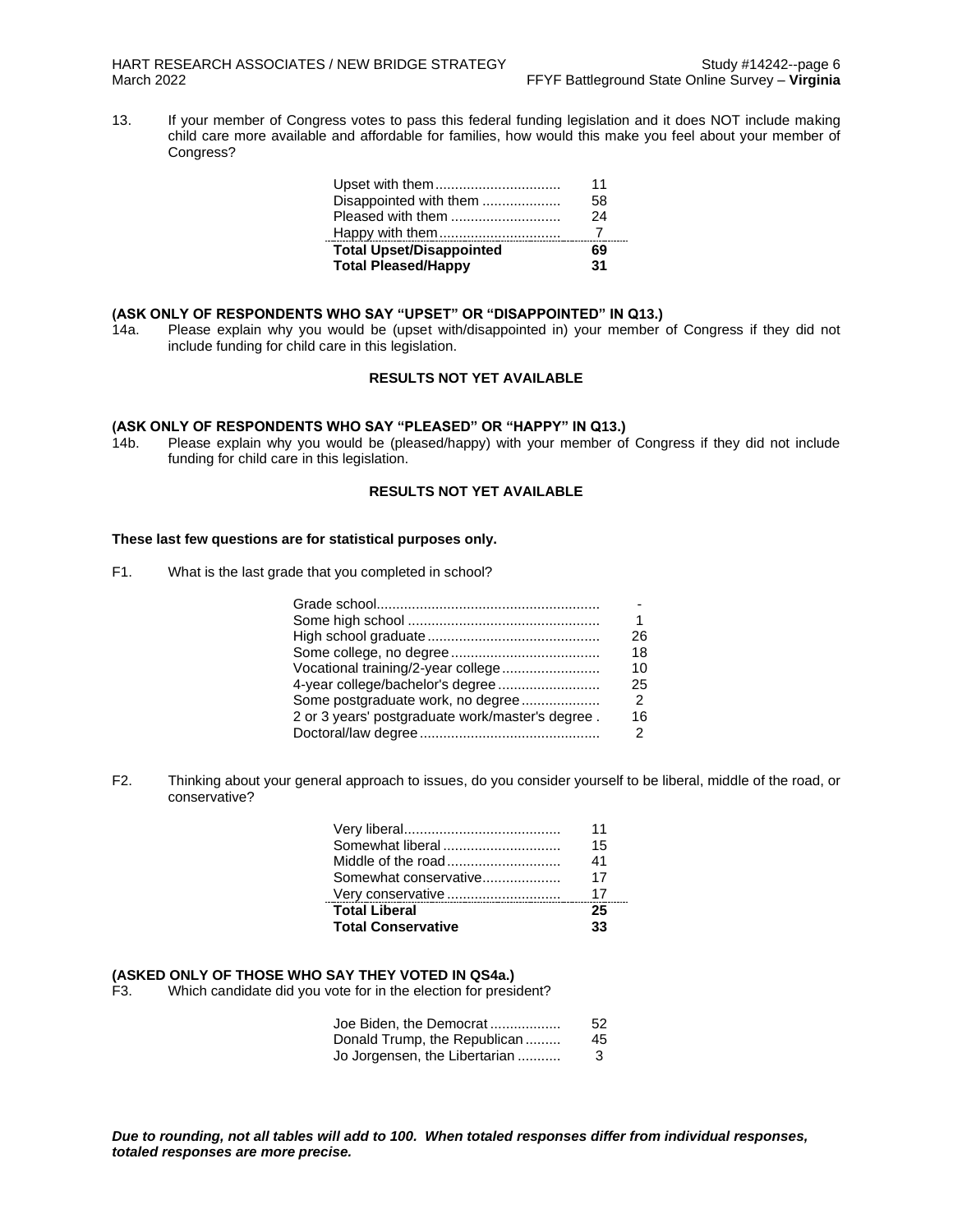13. If your member of Congress votes to pass this federal funding legislation and it does NOT include making child care more available and affordable for families, how would this make you feel about your member of Congress?

| | |
|---|---|
| Upset with them | 11 |
| Disappointed with them | 58 |
| Pleased with them | 24 |
| Happy with them | 7 |
| **Total Upset/Disappointed** | **69** |
| **Total Pleased/Happy** | **31** |

**(ASK ONLY OF RESPONDENTS WHO SAY "UPSET" OR "DISAPPOINTED" IN Q13.)**

14a. Please explain why you would be (upset with/disappointed in) your member of Congress if they did not include funding for child care in this legislation.

**RESULTS NOT YET AVAILABLE**

**(ASK ONLY OF RESPONDENTS WHO SAY "PLEASED" OR "HAPPY" IN Q13.)**

14b. Please explain why you would be (pleased/happy) with your member of Congress if they did not include funding for child care in this legislation.

**RESULTS NOT YET AVAILABLE**

**These last few questions are for statistical purposes only.**

F1. What is the last grade that you completed in school?

| | |
|---|---|
| Grade school | - |
| Some high school | 1 |
| High school graduate | 26 |
| Some college, no degree | 18 |
| Vocational training/2-year college | 10 |
| 4-year college/bachelor's degree | 25 |
| Some postgraduate work, no degree | 2 |
| 2 or 3 years' postgraduate work/master's degree | 16 |
| Doctoral/law degree | 2 |

F2. Thinking about your general approach to issues, do you consider yourself to be liberal, middle of the road, or conservative?

| | |
|---|---|
| Very liberal | 11 |
| Somewhat liberal | 15 |
| Middle of the road | 41 |
| Somewhat conservative | 17 |
| Very conservative | 17 |
| **Total Liberal** | **25** |
| **Total Conservative** | **33** |

**(ASKED ONLY OF THOSE WHO SAY THEY VOTED IN QS4a.)**

F3. Which candidate did you vote for in the election for president?

| | |
|---|---|
| Joe Biden, the Democrat | 52 |
| Donald Trump, the Republican | 45 |
| Jo Jorgensen, the Libertarian | 3 |

***Due to rounding, not all tables will add to 100. When totaled responses differ from individual responses, totaled responses are more precise.***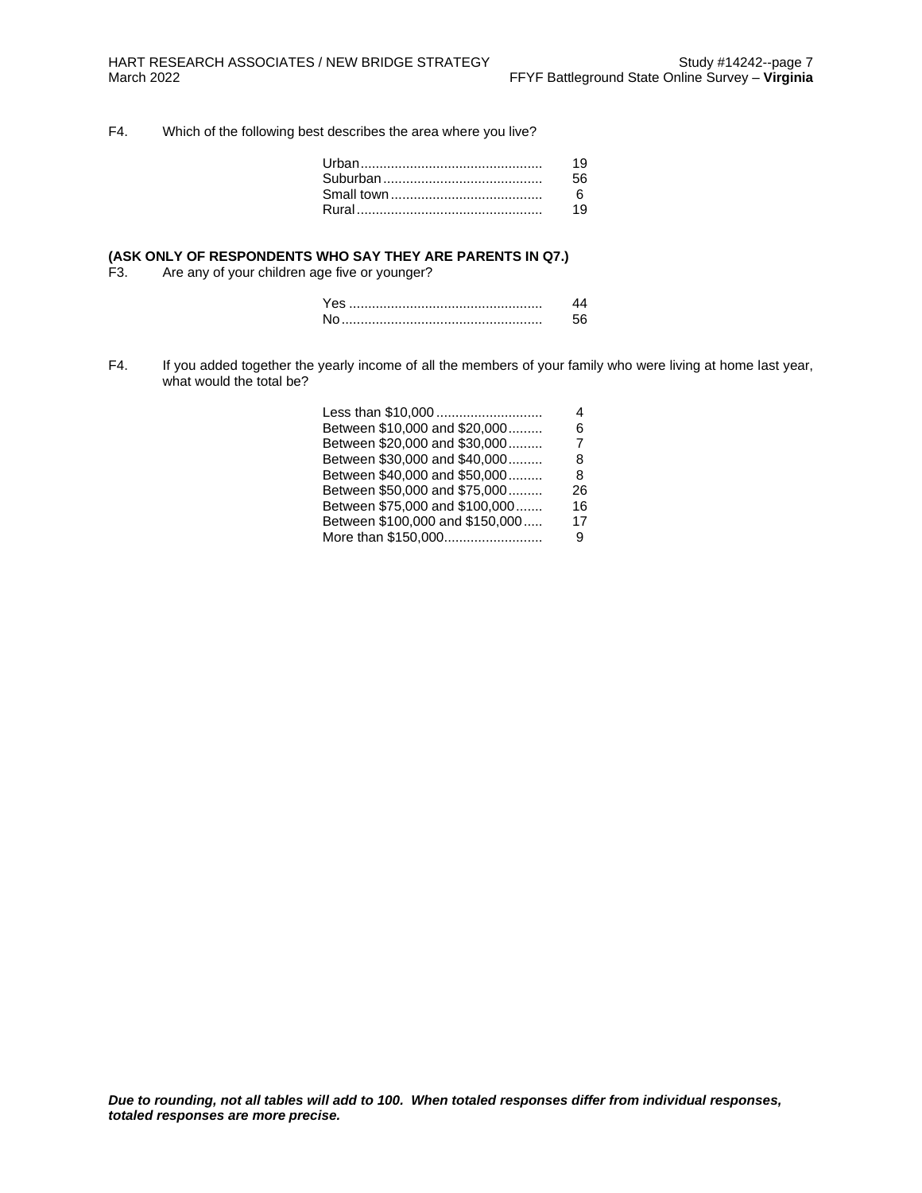F4. Which of the following best describes the area where you live?

| | |
|---|---|
| Urban | 19 |
| Suburban | 56 |
| Small town | 6 |
| Rural | 19 |

**(ASK ONLY OF RESPONDENTS WHO SAY THEY ARE PARENTS IN Q7.)**

F3. Are any of your children age five or younger?

| | |
|---|---|
| Yes | 44 |
| No | 56 |

F4. If you added together the yearly income of all the members of your family who were living at home last year, what would the total be?

| | |
|---|---|
| Less than $10,000 | 4 |
| Between $10,000 and $20,000 | 6 |
| Between $20,000 and $30,000 | 7 |
| Between $30,000 and $40,000 | 8 |
| Between $40,000 and $50,000 | 8 |
| Between $50,000 and $75,000 | 26 |
| Between $75,000 and $100,000 | 16 |
| Between $100,000 and $150,000 | 17 |
| More than $150,000 | 9 |

***Due to rounding, not all tables will add to 100. When totaled responses differ from individual responses, totaled responses are more precise.***